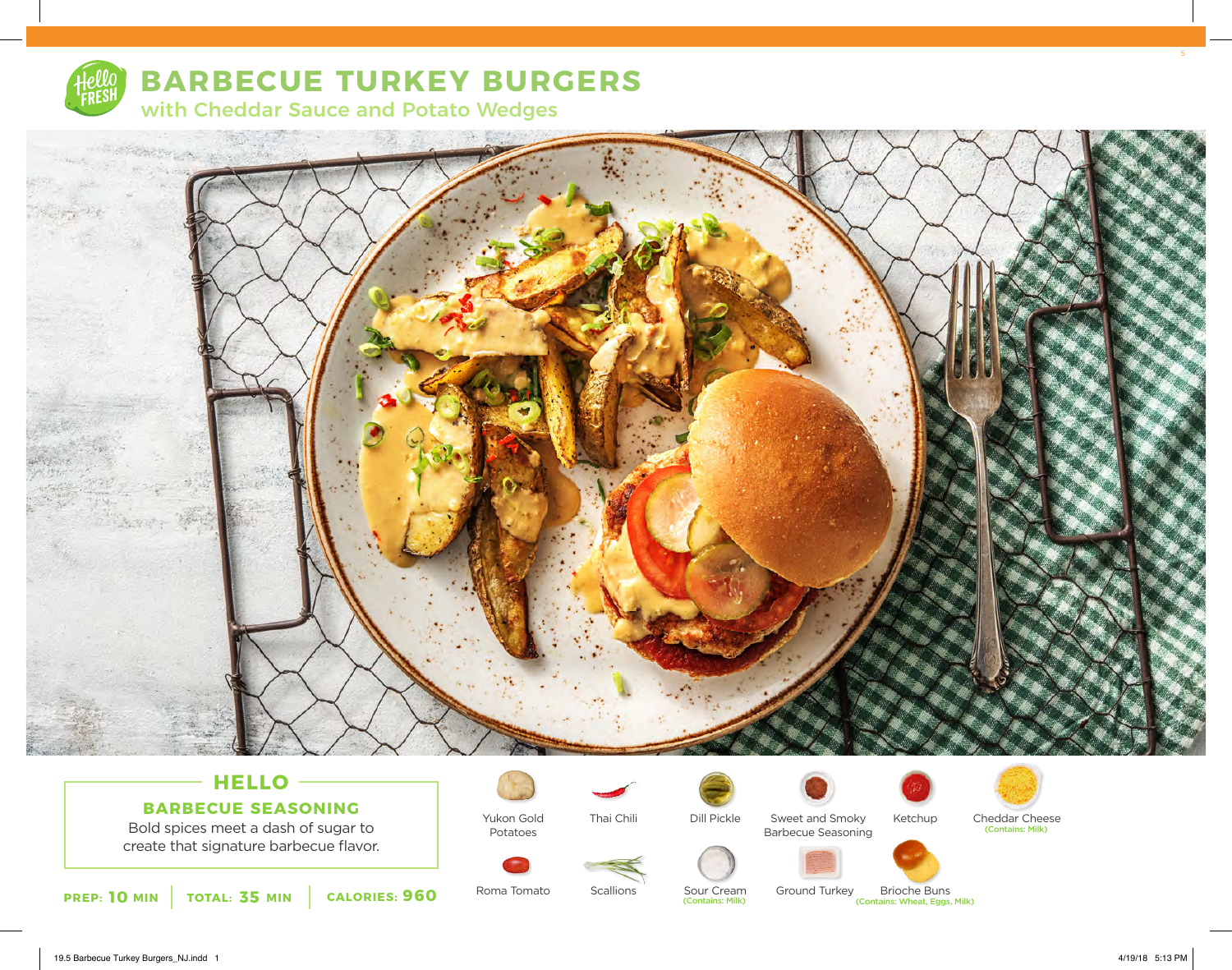# BARBECUE TURKEY BURGERS

## with Cheddar Sauce and Potato Wedges

### HELLO

**BARBECUE SEASONING**

Bold spices meet a dash of sugar to create that signature barbecue flavor.

**PREP: 10 MIN** | **TOTAL: 35 MIN** | **CALORIES: 960**

- Yukon Gold Potatoes
- Thai Chili
- Dill Pickle
- Sweet and Smoky Barbecue Seasoning
- Ketchup
- Cheddar Cheese (Contains: Milk)
- Roma Tomato
- Scallions
- Sour Cream (Contains: Milk)
- Ground Turkey
- Brioche Buns (Contains: Wheat, Eggs, Milk)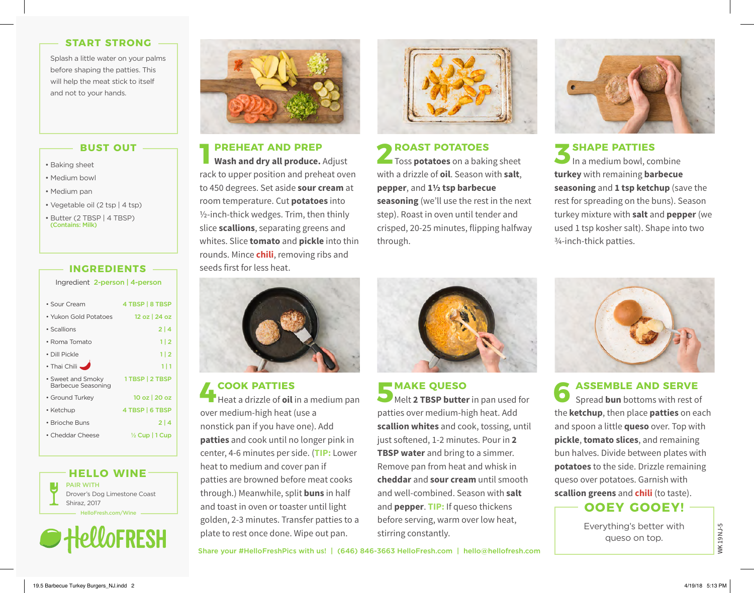## START STRONG

Splash a little water on your palms before shaping the patties. This will help the meat stick to itself and not to your hands.

## BUST OUT

- Baking sheet
- Medium bowl
- Medium pan
- Vegetable oil (2 tsp | 4 tsp)
- Butter (2 TBSP | 4 TBSP) (Contains: Milk)

## INGREDIENTS

| Ingredient | 2-person \| 4-person |
|---|---|
| Sour Cream | 4 TBSP \| 8 TBSP |
| Yukon Gold Potatoes | 12 oz \| 24 oz |
| Scallions | 2 \| 4 |
| Roma Tomato | 1 \| 2 |
| Dill Pickle | 1 \| 2 |
| Thai Chili | 1 \| 1 |
| Sweet and Smoky Barbecue Seasoning | 1 TBSP \| 2 TBSP |
| Ground Turkey | 10 oz \| 20 oz |
| Ketchup | 4 TBSP \| 6 TBSP |
| Brioche Buns | 2 \| 4 |
| Cheddar Cheese | ½ Cup \| 1 Cup |

## HELLO WINE

PAIR WITH
Drover's Dog Limestone Coast Shiraz, 2017

HelloFresh.com/Wine

HelloFRESH

## 1 PREHEAT AND PREP

**Wash and dry all produce.** Adjust rack to upper position and preheat oven to 450 degrees. Set aside **sour cream** at room temperature. Cut **potatoes** into ½-inch-thick wedges. Trim, then thinly slice **scallions**, separating greens and whites. Slice **tomato** and **pickle** into thin rounds. Mince **chili**, removing ribs and seeds first for less heat.

## 2 ROAST POTATOES

Toss **potatoes** on a baking sheet with a drizzle of **oil**. Season with **salt**, **pepper**, and **1½ tsp barbecue seasoning** (we'll use the rest in the next step). Roast in oven until tender and crisped, 20-25 minutes, flipping halfway through.

## 3 SHAPE PATTIES

In a medium bowl, combine **turkey** with remaining **barbecue seasoning** and **1 tsp ketchup** (save the rest for spreading on the buns). Season turkey mixture with **salt** and **pepper** (we used 1 tsp kosher salt). Shape into two ¾-inch-thick patties.

## 4 COOK PATTIES

Heat a drizzle of **oil** in a medium pan over medium-high heat (use a nonstick pan if you have one). Add **patties** and cook until no longer pink in center, 4-6 minutes per side. (**TIP:** Lower heat to medium and cover pan if patties are browned before meat cooks through.) Meanwhile, split **buns** in half and toast in oven or toaster until light golden, 2-3 minutes. Transfer patties to a plate to rest once done. Wipe out pan.

## 5 MAKE QUESO

Melt **2 TBSP butter** in pan used for patties over medium-high heat. Add **scallion whites** and cook, tossing, until just softened, 1-2 minutes. Pour in **2 TBSP water** and bring to a simmer. Remove pan from heat and whisk in **cheddar** and **sour cream** until smooth and well-combined. Season with **salt** and **pepper**. **TIP:** If queso thickens before serving, warm over low heat, stirring constantly.

## 6 ASSEMBLE AND SERVE

Spread **bun** bottoms with rest of the **ketchup**, then place **patties** on each and spoon a little **queso** over. Top with **pickle**, **tomato slices**, and remaining bun halves. Divide between plates with **potatoes** to the side. Drizzle remaining queso over potatoes. Garnish with **scallion greens** and **chili** (to taste).

## OOEY GOOEY!

Everything's better with queso on top.

Share your #HelloFreshPics with us! | (646) 846-3663 HelloFresh.com | hello@hellofresh.com

WK19NJ-5